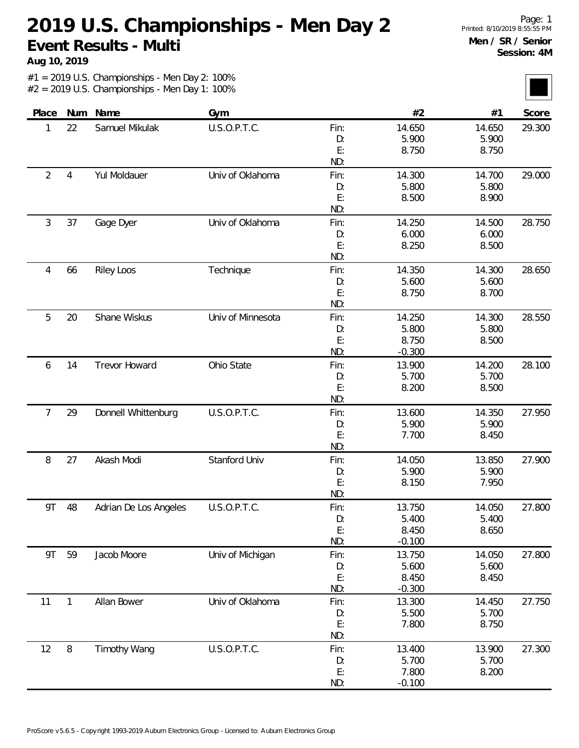# 2019 U.S. Championships - Men Day 2

## Event Results - Multi

**Aug 10, 2019**

Printed: 8/10/2019 8:55:55 PM

**Men / SR / Senior**
**Session: 4M**

#1 = 2019 U.S. Championships - Men Day 2: 100%
#2 = 2019 U.S. Championships - Men Day 1: 100%

| Place | Num | Name | Gym | | #2 | #1 | Score |
|---|---|---|---|---|---|---|---|
| 1 | 22 | Samuel Mikulak | U.S.O.P.T.C. | Fin: | 14.650 | 14.650 | 29.300 |
| | | | | D: | 5.900 | 5.900 | |
| | | | | E: | 8.750 | 8.750 | |
| | | | | ND: | | | |
| 2 | 4 | Yul Moldauer | Univ of Oklahoma | Fin: | 14.300 | 14.700 | 29.000 |
| | | | | D: | 5.800 | 5.800 | |
| | | | | E: | 8.500 | 8.900 | |
| | | | | ND: | | | |
| 3 | 37 | Gage Dyer | Univ of Oklahoma | Fin: | 14.250 | 14.500 | 28.750 |
| | | | | D: | 6.000 | 6.000 | |
| | | | | E: | 8.250 | 8.500 | |
| | | | | ND: | | | |
| 4 | 66 | Riley Loos | Technique | Fin: | 14.350 | 14.300 | 28.650 |
| | | | | D: | 5.600 | 5.600 | |
| | | | | E: | 8.750 | 8.700 | |
| | | | | ND: | | | |
| 5 | 20 | Shane Wiskus | Univ of Minnesota | Fin: | 14.250 | 14.300 | 28.550 |
| | | | | D: | 5.800 | 5.800 | |
| | | | | E: | 8.750 | 8.500 | |
| | | | | ND: | -0.300 | | |
| 6 | 14 | Trevor Howard | Ohio State | Fin: | 13.900 | 14.200 | 28.100 |
| | | | | D: | 5.700 | 5.700 | |
| | | | | E: | 8.200 | 8.500 | |
| | | | | ND: | | | |
| 7 | 29 | Donnell Whittenburg | U.S.O.P.T.C. | Fin: | 13.600 | 14.350 | 27.950 |
| | | | | D: | 5.900 | 5.900 | |
| | | | | E: | 7.700 | 8.450 | |
| | | | | ND: | | | |
| 8 | 27 | Akash Modi | Stanford Univ | Fin: | 14.050 | 13.850 | 27.900 |
| | | | | D: | 5.900 | 5.900 | |
| | | | | E: | 8.150 | 7.950 | |
| | | | | ND: | | | |
| 9T | 48 | Adrian De Los Angeles | U.S.O.P.T.C. | Fin: | 13.750 | 14.050 | 27.800 |
| | | | | D: | 5.400 | 5.400 | |
| | | | | E: | 8.450 | 8.650 | |
| | | | | ND: | -0.100 | | |
| 9T | 59 | Jacob Moore | Univ of Michigan | Fin: | 13.750 | 14.050 | 27.800 |
| | | | | D: | 5.600 | 5.600 | |
| | | | | E: | 8.450 | 8.450 | |
| | | | | ND: | -0.300 | | |
| 11 | 1 | Allan Bower | Univ of Oklahoma | Fin: | 13.300 | 14.450 | 27.750 |
| | | | | D: | 5.500 | 5.700 | |
| | | | | E: | 7.800 | 8.750 | |
| | | | | ND: | | | |
| 12 | 8 | Timothy Wang | U.S.O.P.T.C. | Fin: | 13.400 | 13.900 | 27.300 |
| | | | | D: | 5.700 | 5.700 | |
| | | | | E: | 7.800 | 8.200 | |
| | | | | ND: | -0.100 | | |

ProScore v5.6.5 - Copyright 1993-2019 Auburn Electronics Group - Licensed to: Auburn Electronics Group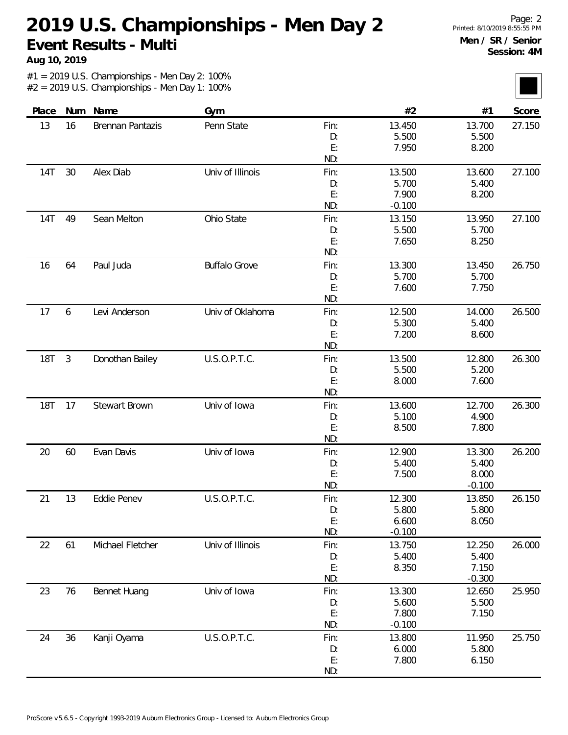# 2019 U.S. Championships - Men Day 2

## Event Results - Multi

**Aug 10, 2019**

**Men / SR / Senior**
**Session: 4M**

#1 = 2019 U.S. Championships - Men Day 2: 100%
#2 = 2019 U.S. Championships - Men Day 1: 100%

| Place | Num | Name | Gym | | #2 | #1 | Score |
|---|---|---|---|---|---|---|---|
| 13 | 16 | Brennan Pantazis | Penn State | Fin: | 13.450 | 13.700 | 27.150 |
| | | | | D: | 5.500 | 5.500 | |
| | | | | E: | 7.950 | 8.200 | |
| | | | | ND: | | | |
| 14T | 30 | Alex Diab | Univ of Illinois | Fin: | 13.500 | 13.600 | 27.100 |
| | | | | D: | 5.700 | 5.400 | |
| | | | | E: | 7.900 | 8.200 | |
| | | | | ND: | -0.100 | | |
| 14T | 49 | Sean Melton | Ohio State | Fin: | 13.150 | 13.950 | 27.100 |
| | | | | D: | 5.500 | 5.700 | |
| | | | | E: | 7.650 | 8.250 | |
| | | | | ND: | | | |
| 16 | 64 | Paul Juda | Buffalo Grove | Fin: | 13.300 | 13.450 | 26.750 |
| | | | | D: | 5.700 | 5.700 | |
| | | | | E: | 7.600 | 7.750 | |
| | | | | ND: | | | |
| 17 | 6 | Levi Anderson | Univ of Oklahoma | Fin: | 12.500 | 14.000 | 26.500 |
| | | | | D: | 5.300 | 5.400 | |
| | | | | E: | 7.200 | 8.600 | |
| | | | | ND: | | | |
| 18T | 3 | Donothan Bailey | U.S.O.P.T.C. | Fin: | 13.500 | 12.800 | 26.300 |
| | | | | D: | 5.500 | 5.200 | |
| | | | | E: | 8.000 | 7.600 | |
| | | | | ND: | | | |
| 18T | 17 | Stewart Brown | Univ of Iowa | Fin: | 13.600 | 12.700 | 26.300 |
| | | | | D: | 5.100 | 4.900 | |
| | | | | E: | 8.500 | 7.800 | |
| | | | | ND: | | | |
| 20 | 60 | Evan Davis | Univ of Iowa | Fin: | 12.900 | 13.300 | 26.200 |
| | | | | D: | 5.400 | 5.400 | |
| | | | | E: | 7.500 | 8.000 | |
| | | | | ND: | | -0.100 | |
| 21 | 13 | Eddie Penev | U.S.O.P.T.C. | Fin: | 12.300 | 13.850 | 26.150 |
| | | | | D: | 5.800 | 5.800 | |
| | | | | E: | 6.600 | 8.050 | |
| | | | | ND: | -0.100 | | |
| 22 | 61 | Michael Fletcher | Univ of Illinois | Fin: | 13.750 | 12.250 | 26.000 |
| | | | | D: | 5.400 | 5.400 | |
| | | | | E: | 8.350 | 7.150 | |
| | | | | ND: | | -0.300 | |
| 23 | 76 | Bennet Huang | Univ of Iowa | Fin: | 13.300 | 12.650 | 25.950 |
| | | | | D: | 5.600 | 5.500 | |
| | | | | E: | 7.800 | 7.150 | |
| | | | | ND: | -0.100 | | |
| 24 | 36 | Kanji Oyama | U.S.O.P.T.C. | Fin: | 13.800 | 11.950 | 25.750 |
| | | | | D: | 6.000 | 5.800 | |
| | | | | E: | 7.800 | 6.150 | |
| | | | | ND: | | | |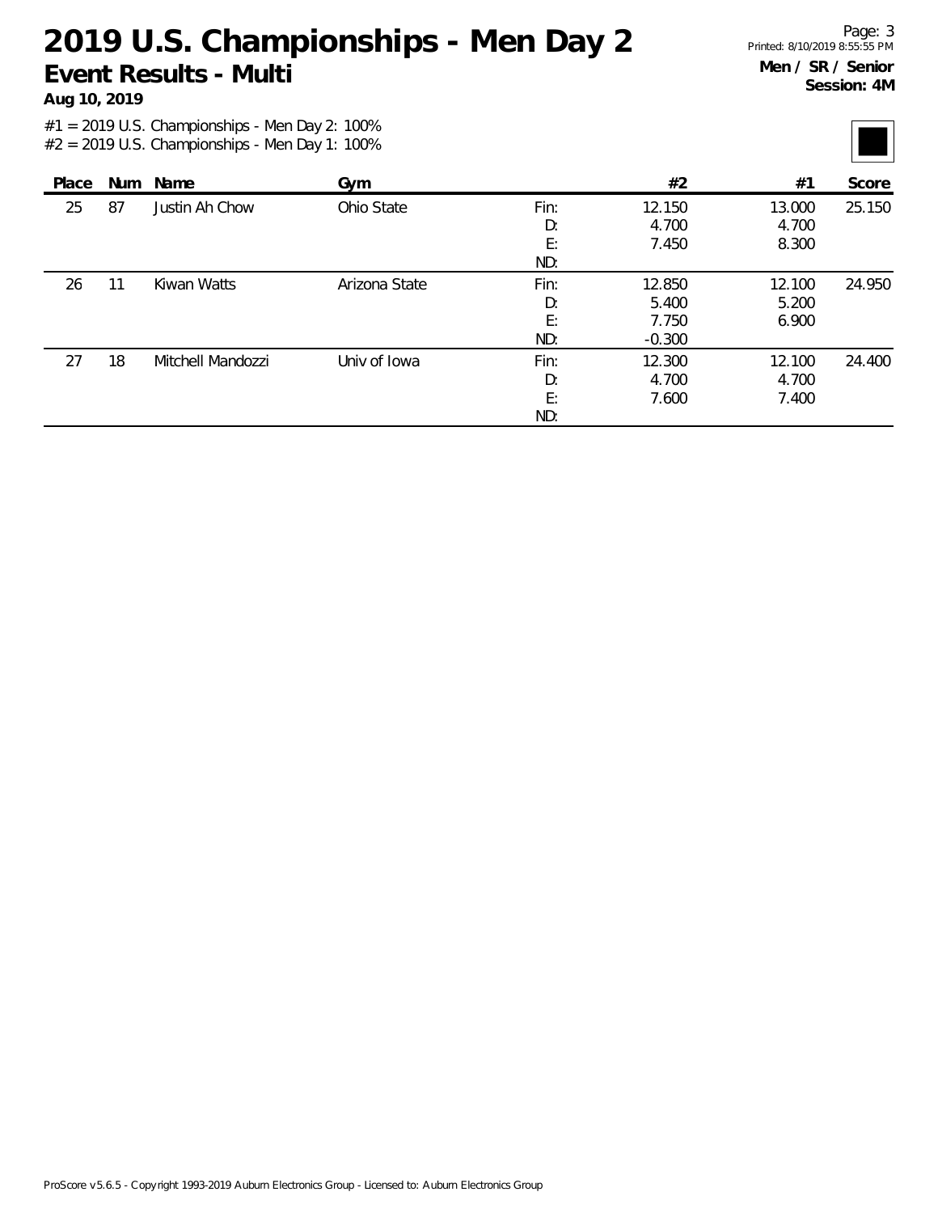# 2019 U.S. Championships - Men Day 2

## Event Results - Multi

**Aug 10, 2019**

**Men / SR / Senior**
**Session: 4M**

#1 = 2019 U.S. Championships - Men Day 2: 100%
#2 = 2019 U.S. Championships - Men Day 1: 100%

| Place | Num | Name | Gym | | #2 | #1 | Score |
|---|---|---|---|---|---|---|---|
| 25 | 87 | Justin Ah Chow | Ohio State | Fin: | 12.150 | 13.000 | 25.150 |
| | | | | D: | 4.700 | 4.700 | |
| | | | | E: | 7.450 | 8.300 | |
| | | | | ND: | | | |
| 26 | 11 | Kiwan Watts | Arizona State | Fin: | 12.850 | 12.100 | 24.950 |
| | | | | D: | 5.400 | 5.200 | |
| | | | | E: | 7.750 | 6.900 | |
| | | | | ND: | -0.300 | | |
| 27 | 18 | Mitchell Mandozzi | Univ of Iowa | Fin: | 12.300 | 12.100 | 24.400 |
| | | | | D: | 4.700 | 4.700 | |
| | | | | E: | 7.600 | 7.400 | |
| | | | | ND: | | | |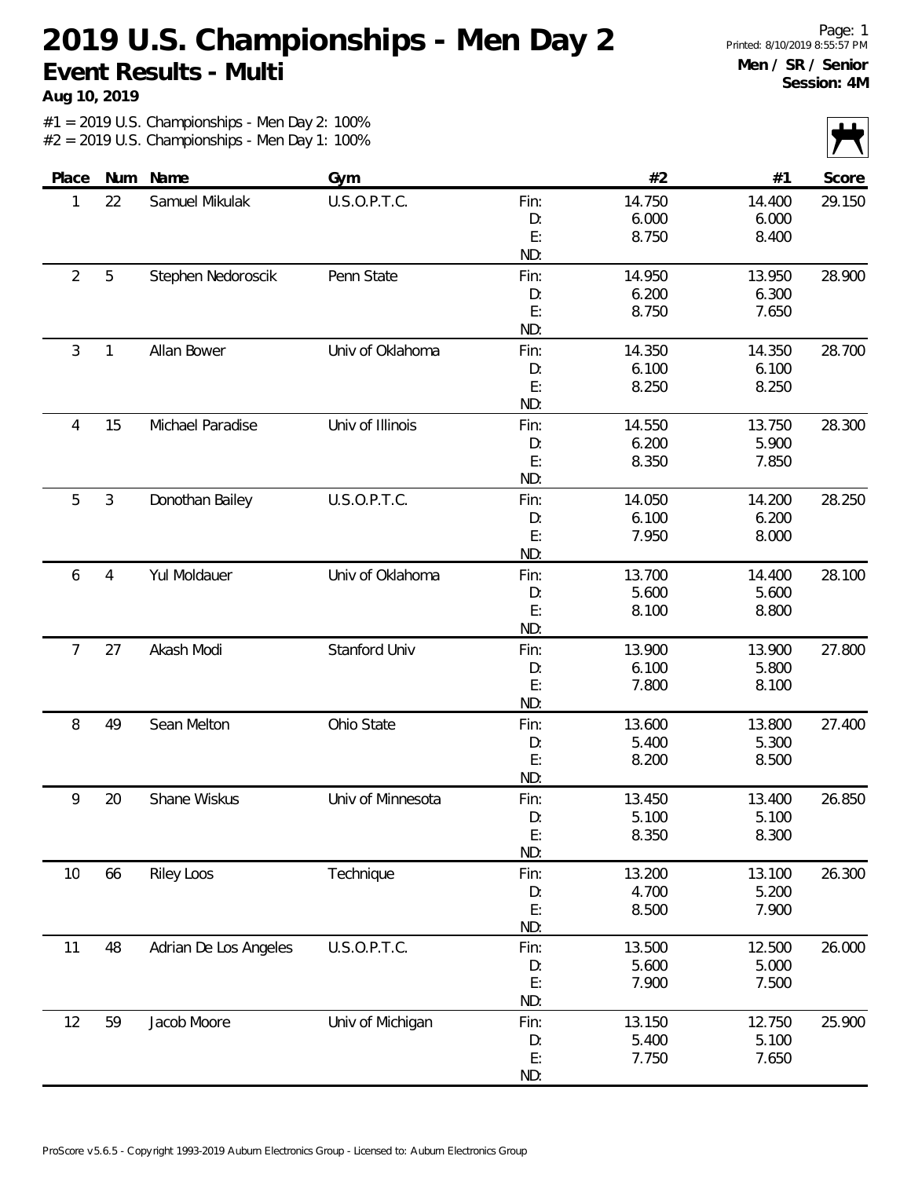# 2019 U.S. Championships - Men Day 2

## Event Results - Multi

**Aug 10, 2019**

**Men / SR / Senior**
**Session: 4M**

#1 = 2019 U.S. Championships - Men Day 2: 100%
#2 = 2019 U.S. Championships - Men Day 1: 100%

| Place | Num | Name | Gym | | #2 | #1 | Score |
|---|---|---|---|---|---|---|---|
| 1 | 22 | Samuel Mikulak | U.S.O.P.T.C. | Fin: | 14.750 | 14.400 | 29.150 |
| | | | | D: | 6.000 | 6.000 | |
| | | | | E: | 8.750 | 8.400 | |
| | | | | ND: | | | |
| 2 | 5 | Stephen Nedoroscik | Penn State | Fin: | 14.950 | 13.950 | 28.900 |
| | | | | D: | 6.200 | 6.300 | |
| | | | | E: | 8.750 | 7.650 | |
| | | | | ND: | | | |
| 3 | 1 | Allan Bower | Univ of Oklahoma | Fin: | 14.350 | 14.350 | 28.700 |
| | | | | D: | 6.100 | 6.100 | |
| | | | | E: | 8.250 | 8.250 | |
| | | | | ND: | | | |
| 4 | 15 | Michael Paradise | Univ of Illinois | Fin: | 14.550 | 13.750 | 28.300 |
| | | | | D: | 6.200 | 5.900 | |
| | | | | E: | 8.350 | 7.850 | |
| | | | | ND: | | | |
| 5 | 3 | Donothan Bailey | U.S.O.P.T.C. | Fin: | 14.050 | 14.200 | 28.250 |
| | | | | D: | 6.100 | 6.200 | |
| | | | | E: | 7.950 | 8.000 | |
| | | | | ND: | | | |
| 6 | 4 | Yul Moldauer | Univ of Oklahoma | Fin: | 13.700 | 14.400 | 28.100 |
| | | | | D: | 5.600 | 5.600 | |
| | | | | E: | 8.100 | 8.800 | |
| | | | | ND: | | | |
| 7 | 27 | Akash Modi | Stanford Univ | Fin: | 13.900 | 13.900 | 27.800 |
| | | | | D: | 6.100 | 5.800 | |
| | | | | E: | 7.800 | 8.100 | |
| | | | | ND: | | | |
| 8 | 49 | Sean Melton | Ohio State | Fin: | 13.600 | 13.800 | 27.400 |
| | | | | D: | 5.400 | 5.300 | |
| | | | | E: | 8.200 | 8.500 | |
| | | | | ND: | | | |
| 9 | 20 | Shane Wiskus | Univ of Minnesota | Fin: | 13.450 | 13.400 | 26.850 |
| | | | | D: | 5.100 | 5.100 | |
| | | | | E: | 8.350 | 8.300 | |
| | | | | ND: | | | |
| 10 | 66 | Riley Loos | Technique | Fin: | 13.200 | 13.100 | 26.300 |
| | | | | D: | 4.700 | 5.200 | |
| | | | | E: | 8.500 | 7.900 | |
| | | | | ND: | | | |
| 11 | 48 | Adrian De Los Angeles | U.S.O.P.T.C. | Fin: | 13.500 | 12.500 | 26.000 |
| | | | | D: | 5.600 | 5.000 | |
| | | | | E: | 7.900 | 7.500 | |
| | | | | ND: | | | |
| 12 | 59 | Jacob Moore | Univ of Michigan | Fin: | 13.150 | 12.750 | 25.900 |
| | | | | D: | 5.400 | 5.100 | |
| | | | | E: | 7.750 | 7.650 | |
| | | | | ND: | | | |

ProScore v5.6.5 - Copyright 1993-2019 Auburn Electronics Group - Licensed to: Auburn Electronics Group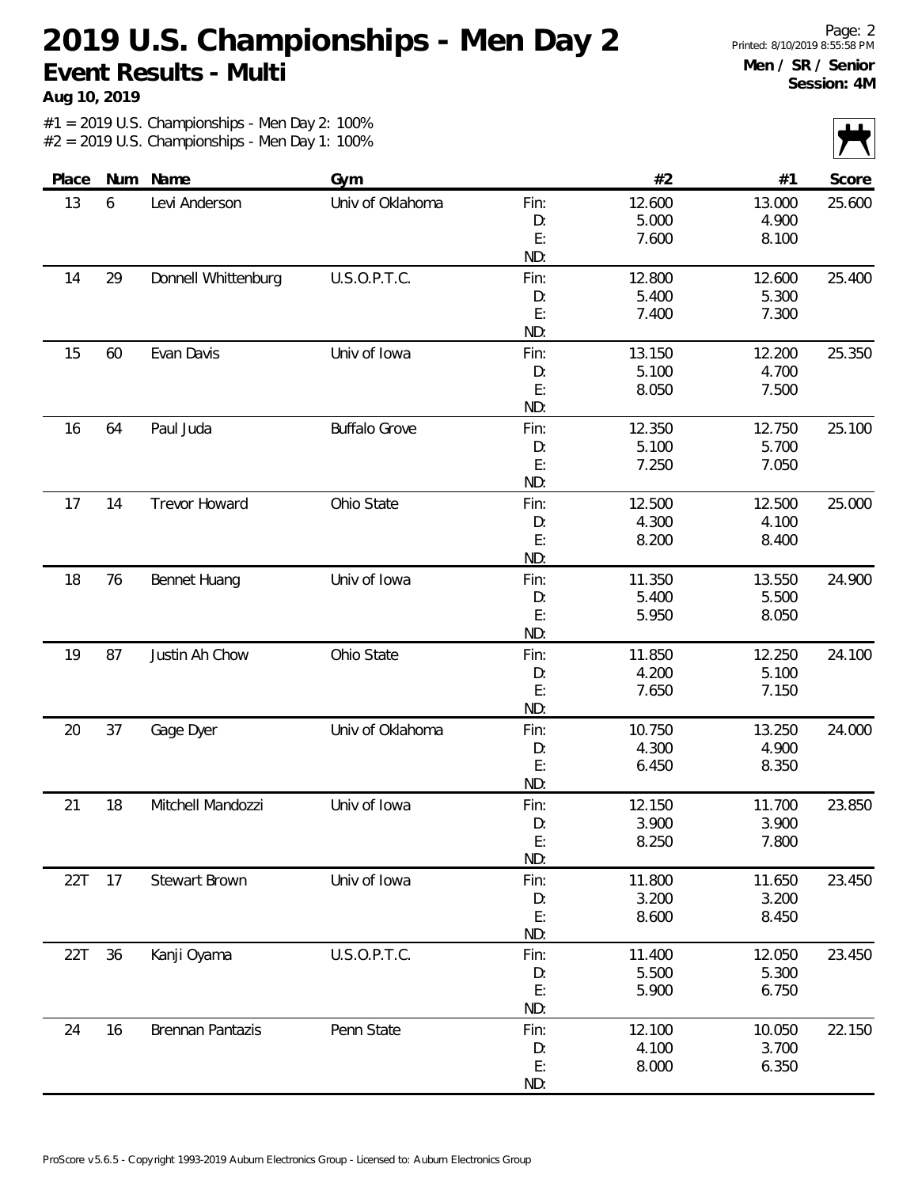# 2019 U.S. Championships - Men Day 2

## Event Results - Multi

**Aug 10, 2019**

**Men / SR / Senior**
**Session: 4M**

#1 = 2019 U.S. Championships - Men Day 2: 100%
#2 = 2019 U.S. Championships - Men Day 1: 100%

| Place | Num | Name | Gym | | #2 | #1 | Score |
|---|---|---|---|---|---|---|---|
| 13 | 6 | Levi Anderson | Univ of Oklahoma | Fin: | 12.600 | 13.000 | 25.600 |
| | | | | D: | 5.000 | 4.900 | |
| | | | | E: | 7.600 | 8.100 | |
| | | | | ND: | | | |
| 14 | 29 | Donnell Whittenburg | U.S.O.P.T.C. | Fin: | 12.800 | 12.600 | 25.400 |
| | | | | D: | 5.400 | 5.300 | |
| | | | | E: | 7.400 | 7.300 | |
| | | | | ND: | | | |
| 15 | 60 | Evan Davis | Univ of Iowa | Fin: | 13.150 | 12.200 | 25.350 |
| | | | | D: | 5.100 | 4.700 | |
| | | | | E: | 8.050 | 7.500 | |
| | | | | ND: | | | |
| 16 | 64 | Paul Juda | Buffalo Grove | Fin: | 12.350 | 12.750 | 25.100 |
| | | | | D: | 5.100 | 5.700 | |
| | | | | E: | 7.250 | 7.050 | |
| | | | | ND: | | | |
| 17 | 14 | Trevor Howard | Ohio State | Fin: | 12.500 | 12.500 | 25.000 |
| | | | | D: | 4.300 | 4.100 | |
| | | | | E: | 8.200 | 8.400 | |
| | | | | ND: | | | |
| 18 | 76 | Bennet Huang | Univ of Iowa | Fin: | 11.350 | 13.550 | 24.900 |
| | | | | D: | 5.400 | 5.500 | |
| | | | | E: | 5.950 | 8.050 | |
| | | | | ND: | | | |
| 19 | 87 | Justin Ah Chow | Ohio State | Fin: | 11.850 | 12.250 | 24.100 |
| | | | | D: | 4.200 | 5.100 | |
| | | | | E: | 7.650 | 7.150 | |
| | | | | ND: | | | |
| 20 | 37 | Gage Dyer | Univ of Oklahoma | Fin: | 10.750 | 13.250 | 24.000 |
| | | | | D: | 4.300 | 4.900 | |
| | | | | E: | 6.450 | 8.350 | |
| | | | | ND: | | | |
| 21 | 18 | Mitchell Mandozzi | Univ of Iowa | Fin: | 12.150 | 11.700 | 23.850 |
| | | | | D: | 3.900 | 3.900 | |
| | | | | E: | 8.250 | 7.800 | |
| | | | | ND: | | | |
| 22T | 17 | Stewart Brown | Univ of Iowa | Fin: | 11.800 | 11.650 | 23.450 |
| | | | | D: | 3.200 | 3.200 | |
| | | | | E: | 8.600 | 8.450 | |
| | | | | ND: | | | |
| 22T | 36 | Kanji Oyama | U.S.O.P.T.C. | Fin: | 11.400 | 12.050 | 23.450 |
| | | | | D: | 5.500 | 5.300 | |
| | | | | E: | 5.900 | 6.750 | |
| | | | | ND: | | | |
| 24 | 16 | Brennan Pantazis | Penn State | Fin: | 12.100 | 10.050 | 22.150 |
| | | | | D: | 4.100 | 3.700 | |
| | | | | E: | 8.000 | 6.350 | |
| | | | | ND: | | | |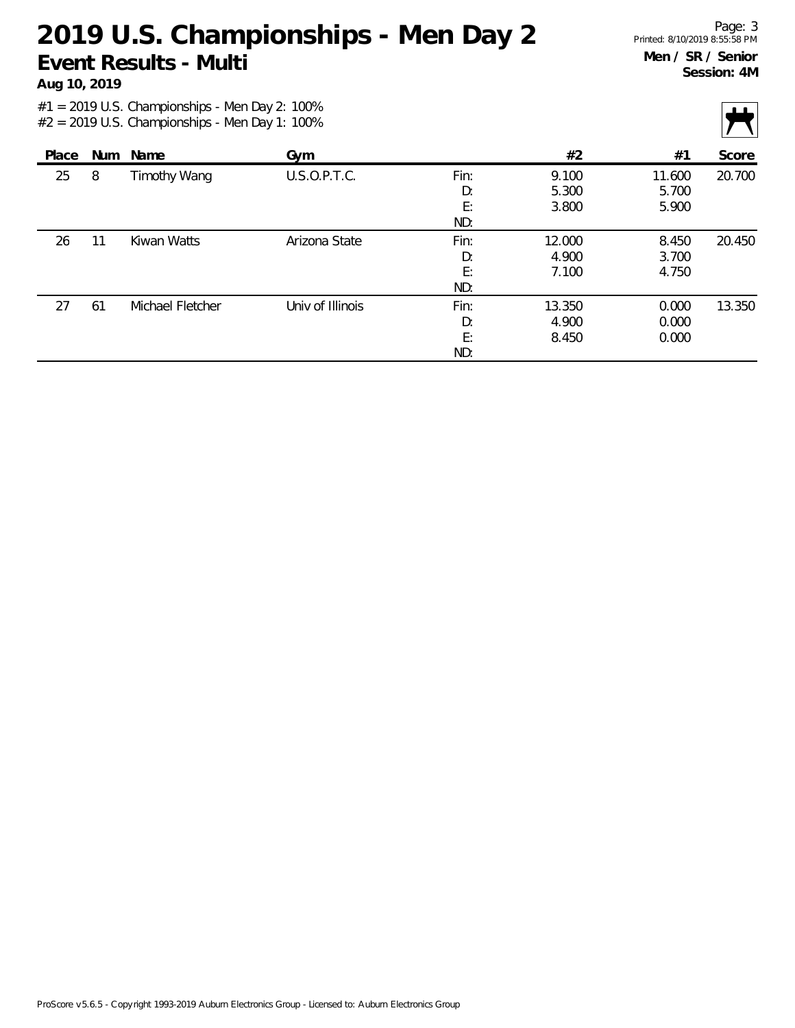# 2019 U.S. Championships - Men Day 2

## Event Results - Multi

**Aug 10, 2019**

**Men / SR / Senior**
**Session: 4M**

#1 = 2019 U.S. Championships - Men Day 2: 100%
#2 = 2019 U.S. Championships - Men Day 1: 100%

| Place | Num | Name | Gym | | #2 | #1 | Score |
|---|---|---|---|---|---|---|---|
| 25 | 8 | Timothy Wang | U.S.O.P.T.C. | Fin: | 9.100 | 11.600 | 20.700 |
| | | | | D: | 5.300 | 5.700 | |
| | | | | E: | 3.800 | 5.900 | |
| | | | | ND: | | | |
| 26 | 11 | Kiwan Watts | Arizona State | Fin: | 12.000 | 8.450 | 20.450 |
| | | | | D: | 4.900 | 3.700 | |
| | | | | E: | 7.100 | 4.750 | |
| | | | | ND: | | | |
| 27 | 61 | Michael Fletcher | Univ of Illinois | Fin: | 13.350 | 0.000 | 13.350 |
| | | | | D: | 4.900 | 0.000 | |
| | | | | E: | 8.450 | 0.000 | |
| | | | | ND: | | | |

ProScore v5.6.5 - Copyright 1993-2019 Auburn Electronics Group - Licensed to: Auburn Electronics Group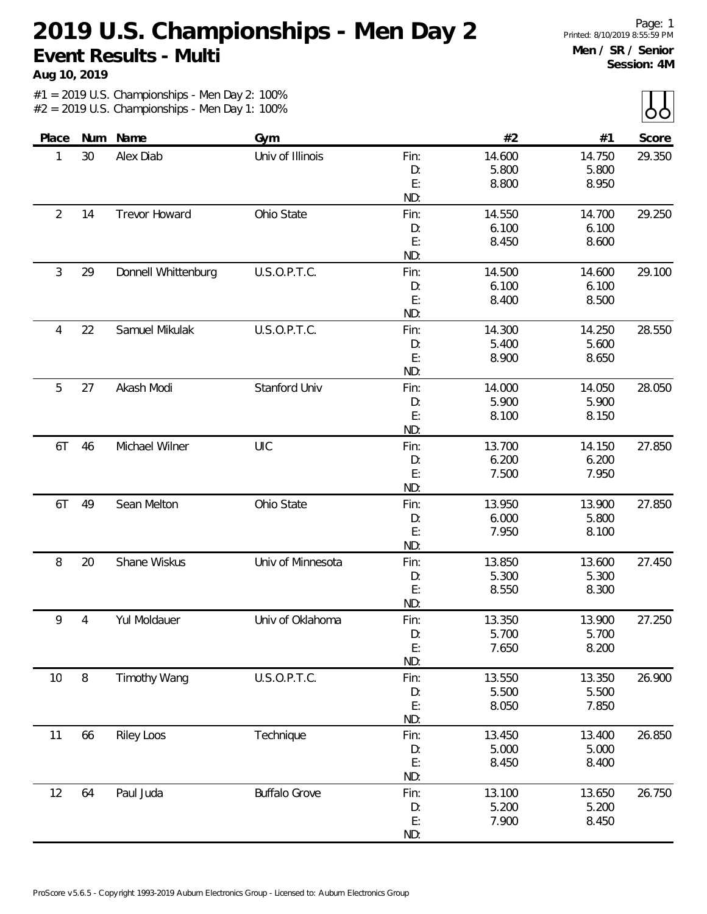# 2019 U.S. Championships - Men Day 2

## Event Results - Multi

**Aug 10, 2019**

Page: 1
Printed: 8/10/2019 8:55:59 PM

**Men / SR / Senior**
**Session: 4M**

#1 = 2019 U.S. Championships - Men Day 2: 100%
#2 = 2019 U.S. Championships - Men Day 1: 100%

| Place | Num | Name | Gym | | #2 | #1 | Score |
|---|---|---|---|---|---|---|---|
| 1 | 30 | Alex Diab | Univ of Illinois | Fin: | 14.600 | 14.750 | 29.350 |
| | | | | D: | 5.800 | 5.800 | |
| | | | | E: | 8.800 | 8.950 | |
| | | | | ND: | | | |
| 2 | 14 | Trevor Howard | Ohio State | Fin: | 14.550 | 14.700 | 29.250 |
| | | | | D: | 6.100 | 6.100 | |
| | | | | E: | 8.450 | 8.600 | |
| | | | | ND: | | | |
| 3 | 29 | Donnell Whittenburg | U.S.O.P.T.C. | Fin: | 14.500 | 14.600 | 29.100 |
| | | | | D: | 6.100 | 6.100 | |
| | | | | E: | 8.400 | 8.500 | |
| | | | | ND: | | | |
| 4 | 22 | Samuel Mikulak | U.S.O.P.T.C. | Fin: | 14.300 | 14.250 | 28.550 |
| | | | | D: | 5.400 | 5.600 | |
| | | | | E: | 8.900 | 8.650 | |
| | | | | ND: | | | |
| 5 | 27 | Akash Modi | Stanford Univ | Fin: | 14.000 | 14.050 | 28.050 |
| | | | | D: | 5.900 | 5.900 | |
| | | | | E: | 8.100 | 8.150 | |
| | | | | ND: | | | |
| 6T | 46 | Michael Wilner | UIC | Fin: | 13.700 | 14.150 | 27.850 |
| | | | | D: | 6.200 | 6.200 | |
| | | | | E: | 7.500 | 7.950 | |
| | | | | ND: | | | |
| 6T | 49 | Sean Melton | Ohio State | Fin: | 13.950 | 13.900 | 27.850 |
| | | | | D: | 6.000 | 5.800 | |
| | | | | E: | 7.950 | 8.100 | |
| | | | | ND: | | | |
| 8 | 20 | Shane Wiskus | Univ of Minnesota | Fin: | 13.850 | 13.600 | 27.450 |
| | | | | D: | 5.300 | 5.300 | |
| | | | | E: | 8.550 | 8.300 | |
| | | | | ND: | | | |
| 9 | 4 | Yul Moldauer | Univ of Oklahoma | Fin: | 13.350 | 13.900 | 27.250 |
| | | | | D: | 5.700 | 5.700 | |
| | | | | E: | 7.650 | 8.200 | |
| | | | | ND: | | | |
| 10 | 8 | Timothy Wang | U.S.O.P.T.C. | Fin: | 13.550 | 13.350 | 26.900 |
| | | | | D: | 5.500 | 5.500 | |
| | | | | E: | 8.050 | 7.850 | |
| | | | | ND: | | | |
| 11 | 66 | Riley Loos | Technique | Fin: | 13.450 | 13.400 | 26.850 |
| | | | | D: | 5.000 | 5.000 | |
| | | | | E: | 8.450 | 8.400 | |
| | | | | ND: | | | |
| 12 | 64 | Paul Juda | Buffalo Grove | Fin: | 13.100 | 13.650 | 26.750 |
| | | | | D: | 5.200 | 5.200 | |
| | | | | E: | 7.900 | 8.450 | |
| | | | | ND: | | | |

ProScore v5.6.5 - Copyright 1993-2019 Auburn Electronics Group - Licensed to: Auburn Electronics Group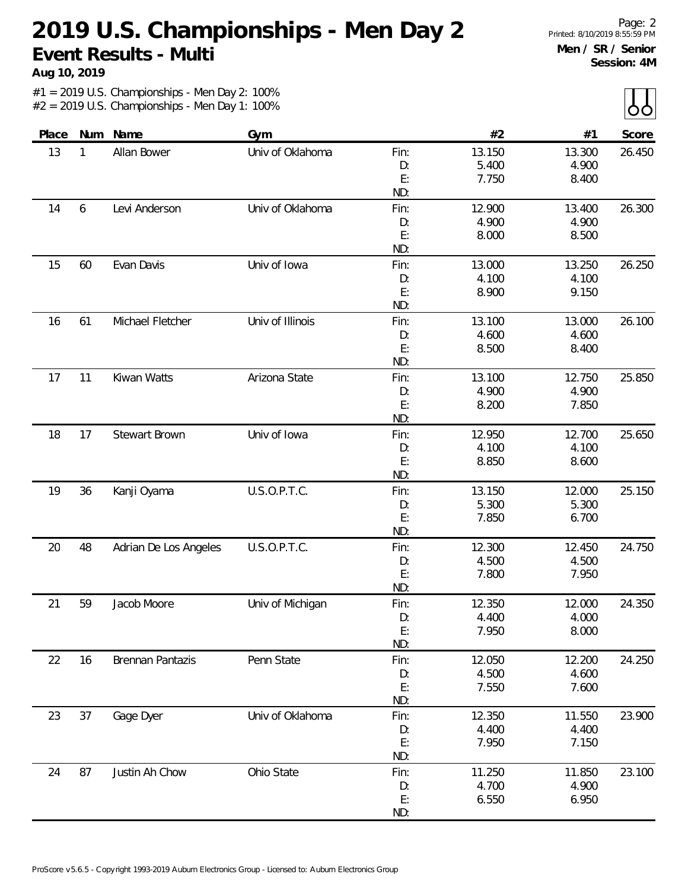# 2019 U.S. Championships - Men Day 2

## Event Results - Multi

**Aug 10, 2019**

**Men / SR / Senior**
**Session: 4M**

#1 = 2019 U.S. Championships - Men Day 2: 100%
#2 = 2019 U.S. Championships - Men Day 1: 100%

| Place | Num | Name | Gym | | #2 | #1 | Score |
|---|---|---|---|---|---|---|---|
| 13 | 1 | Allan Bower | Univ of Oklahoma | Fin: | 13.150 | 13.300 | 26.450 |
| | | | | D: | 5.400 | 4.900 | |
| | | | | E: | 7.750 | 8.400 | |
| | | | | ND: | | | |
| 14 | 6 | Levi Anderson | Univ of Oklahoma | Fin: | 12.900 | 13.400 | 26.300 |
| | | | | D: | 4.900 | 4.900 | |
| | | | | E: | 8.000 | 8.500 | |
| | | | | ND: | | | |
| 15 | 60 | Evan Davis | Univ of Iowa | Fin: | 13.000 | 13.250 | 26.250 |
| | | | | D: | 4.100 | 4.100 | |
| | | | | E: | 8.900 | 9.150 | |
| | | | | ND: | | | |
| 16 | 61 | Michael Fletcher | Univ of Illinois | Fin: | 13.100 | 13.000 | 26.100 |
| | | | | D: | 4.600 | 4.600 | |
| | | | | E: | 8.500 | 8.400 | |
| | | | | ND: | | | |
| 17 | 11 | Kiwan Watts | Arizona State | Fin: | 13.100 | 12.750 | 25.850 |
| | | | | D: | 4.900 | 4.900 | |
| | | | | E: | 8.200 | 7.850 | |
| | | | | ND: | | | |
| 18 | 17 | Stewart Brown | Univ of Iowa | Fin: | 12.950 | 12.700 | 25.650 |
| | | | | D: | 4.100 | 4.100 | |
| | | | | E: | 8.850 | 8.600 | |
| | | | | ND: | | | |
| 19 | 36 | Kanji Oyama | U.S.O.P.T.C. | Fin: | 13.150 | 12.000 | 25.150 |
| | | | | D: | 5.300 | 5.300 | |
| | | | | E: | 7.850 | 6.700 | |
| | | | | ND: | | | |
| 20 | 48 | Adrian De Los Angeles | U.S.O.P.T.C. | Fin: | 12.300 | 12.450 | 24.750 |
| | | | | D: | 4.500 | 4.500 | |
| | | | | E: | 7.800 | 7.950 | |
| | | | | ND: | | | |
| 21 | 59 | Jacob Moore | Univ of Michigan | Fin: | 12.350 | 12.000 | 24.350 |
| | | | | D: | 4.400 | 4.000 | |
| | | | | E: | 7.950 | 8.000 | |
| | | | | ND: | | | |
| 22 | 16 | Brennan Pantazis | Penn State | Fin: | 12.050 | 12.200 | 24.250 |
| | | | | D: | 4.500 | 4.600 | |
| | | | | E: | 7.550 | 7.600 | |
| | | | | ND: | | | |
| 23 | 37 | Gage Dyer | Univ of Oklahoma | Fin: | 12.350 | 11.550 | 23.900 |
| | | | | D: | 4.400 | 4.400 | |
| | | | | E: | 7.950 | 7.150 | |
| | | | | ND: | | | |
| 24 | 87 | Justin Ah Chow | Ohio State | Fin: | 11.250 | 11.850 | 23.100 |
| | | | | D: | 4.700 | 4.900 | |
| | | | | E: | 6.550 | 6.950 | |
| | | | | ND: | | | |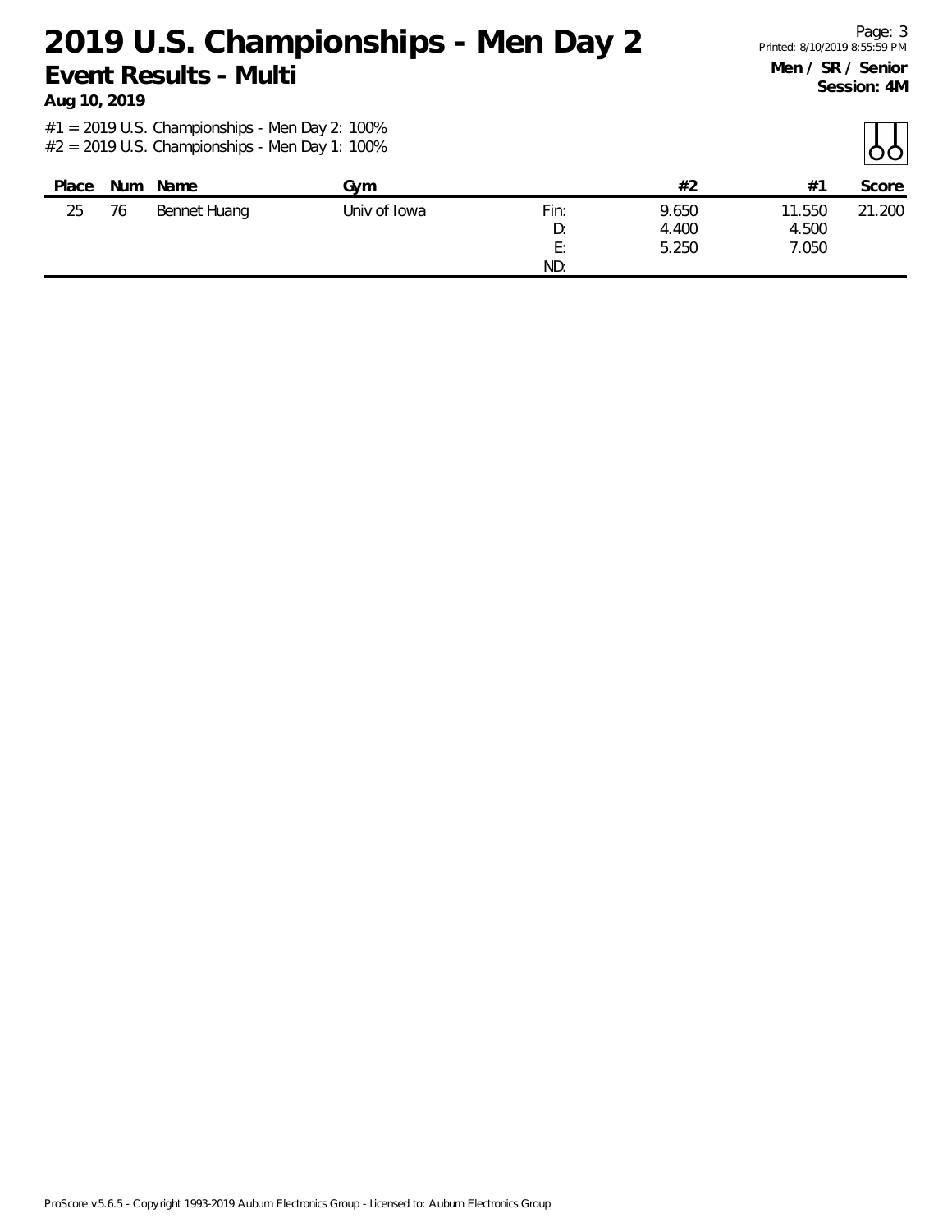# 2019 U.S. Championships - Men Day 2

## Event Results - Multi

**Aug 10, 2019**

**Men / SR / Senior**
**Session: 4M**

#1 = 2019 U.S. Championships - Men Day 2: 100%
#2 = 2019 U.S. Championships - Men Day 1: 100%

| Place | Num | Name | Gym | | #2 | #1 | Score |
|---|---|---|---|---|---|---|---|
| 25 | 76 | Bennet Huang | Univ of Iowa | Fin: | 9.650 | 11.550 | 21.200 |
| | | | | D: | 4.400 | 4.500 | |
| | | | | E: | 5.250 | 7.050 | |
| | | | | ND: | | | |

ProScore v5.6.5 - Copyright 1993-2019 Auburn Electronics Group - Licensed to: Auburn Electronics Group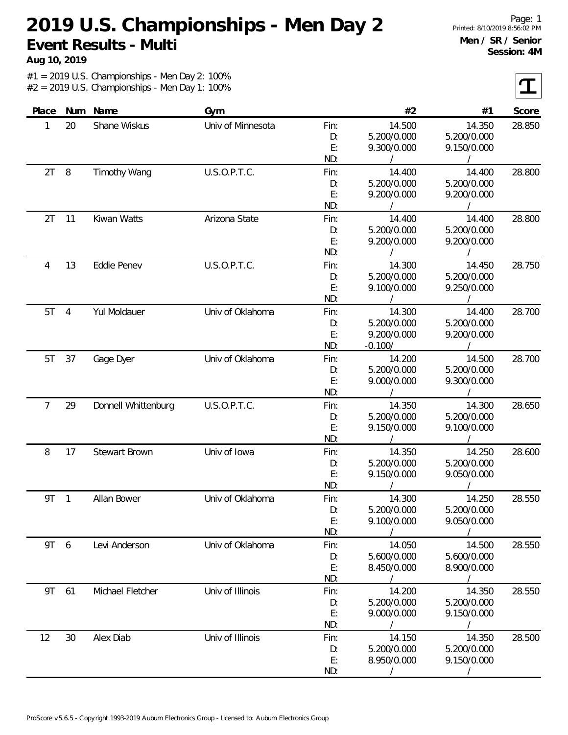# 2019 U.S. Championships - Men Day 2

## Event Results - Multi

**Aug 10, 2019**

Page: 1
Printed: 8/10/2019 8:56:02 PM

**Men / SR / Senior**
**Session: 4M**

#1 = 2019 U.S. Championships - Men Day 2: 100%
#2 = 2019 U.S. Championships - Men Day 1: 100%

| Place | Num | Name | Gym | | #2 | #1 | Score |
|---|---|---|---|---|---|---|---|
| 1 | 20 | Shane Wiskus | Univ of Minnesota | Fin: | 14.500 | 14.350 | 28.850 |
| | | | | D: | 5.200/0.000 | 5.200/0.000 | |
| | | | | E: | 9.300/0.000 | 9.150/0.000 | |
| | | | | ND: | / | / | |
| 2T | 8 | Timothy Wang | U.S.O.P.T.C. | Fin: | 14.400 | 14.400 | 28.800 |
| | | | | D: | 5.200/0.000 | 5.200/0.000 | |
| | | | | E: | 9.200/0.000 | 9.200/0.000 | |
| | | | | ND: | / | / | |
| 2T | 11 | Kiwan Watts | Arizona State | Fin: | 14.400 | 14.400 | 28.800 |
| | | | | D: | 5.200/0.000 | 5.200/0.000 | |
| | | | | E: | 9.200/0.000 | 9.200/0.000 | |
| | | | | ND: | / | / | |
| 4 | 13 | Eddie Penev | U.S.O.P.T.C. | Fin: | 14.300 | 14.450 | 28.750 |
| | | | | D: | 5.200/0.000 | 5.200/0.000 | |
| | | | | E: | 9.100/0.000 | 9.250/0.000 | |
| | | | | ND: | / | / | |
| 5T | 4 | Yul Moldauer | Univ of Oklahoma | Fin: | 14.300 | 14.400 | 28.700 |
| | | | | D: | 5.200/0.000 | 5.200/0.000 | |
| | | | | E: | 9.200/0.000 | 9.200/0.000 | |
| | | | | ND: | -0.100/ | / | |
| 5T | 37 | Gage Dyer | Univ of Oklahoma | Fin: | 14.200 | 14.500 | 28.700 |
| | | | | D: | 5.200/0.000 | 5.200/0.000 | |
| | | | | E: | 9.000/0.000 | 9.300/0.000 | |
| | | | | ND: | / | / | |
| 7 | 29 | Donnell Whittenburg | U.S.O.P.T.C. | Fin: | 14.350 | 14.300 | 28.650 |
| | | | | D: | 5.200/0.000 | 5.200/0.000 | |
| | | | | E: | 9.150/0.000 | 9.100/0.000 | |
| | | | | ND: | / | / | |
| 8 | 17 | Stewart Brown | Univ of Iowa | Fin: | 14.350 | 14.250 | 28.600 |
| | | | | D: | 5.200/0.000 | 5.200/0.000 | |
| | | | | E: | 9.150/0.000 | 9.050/0.000 | |
| | | | | ND: | / | / | |
| 9T | 1 | Allan Bower | Univ of Oklahoma | Fin: | 14.300 | 14.250 | 28.550 |
| | | | | D: | 5.200/0.000 | 5.200/0.000 | |
| | | | | E: | 9.100/0.000 | 9.050/0.000 | |
| | | | | ND: | / | / | |
| 9T | 6 | Levi Anderson | Univ of Oklahoma | Fin: | 14.050 | 14.500 | 28.550 |
| | | | | D: | 5.600/0.000 | 5.600/0.000 | |
| | | | | E: | 8.450/0.000 | 8.900/0.000 | |
| | | | | ND: | / | / | |
| 9T | 61 | Michael Fletcher | Univ of Illinois | Fin: | 14.200 | 14.350 | 28.550 |
| | | | | D: | 5.200/0.000 | 5.200/0.000 | |
| | | | | E: | 9.000/0.000 | 9.150/0.000 | |
| | | | | ND: | / | / | |
| 12 | 30 | Alex Diab | Univ of Illinois | Fin: | 14.150 | 14.350 | 28.500 |
| | | | | D: | 5.200/0.000 | 5.200/0.000 | |
| | | | | E: | 8.950/0.000 | 9.150/0.000 | |
| | | | | ND: | / | / | |

ProScore v5.6.5 - Copyright 1993-2019 Auburn Electronics Group - Licensed to: Auburn Electronics Group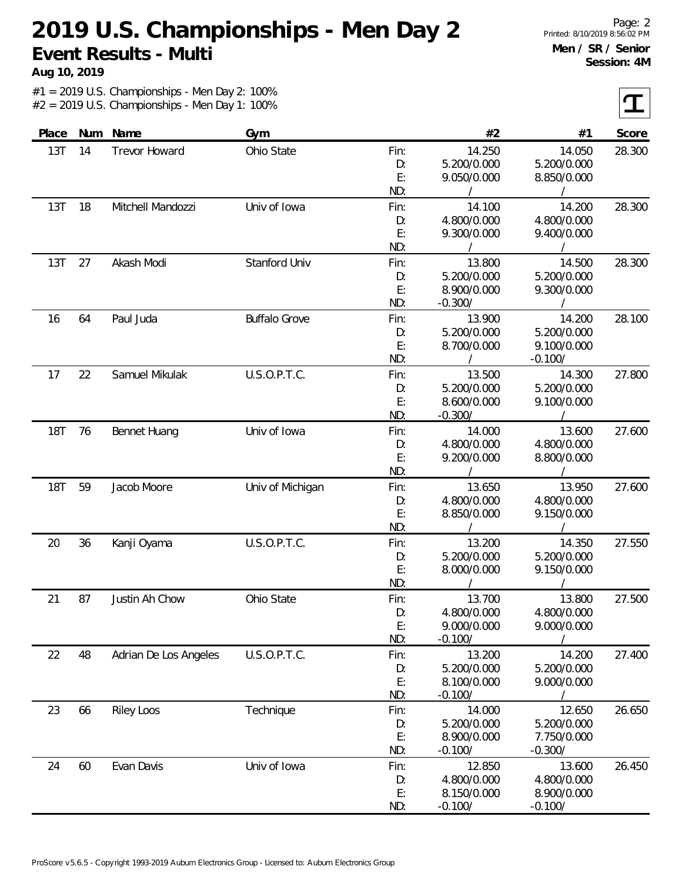# 2019 U.S. Championships - Men Day 2

## Event Results - Multi

**Aug 10, 2019**

Printed: 8/10/2019 8:56:02 PM

**Men / SR / Senior**
**Session: 4M**

#1 = 2019 U.S. Championships - Men Day 2: 100%
#2 = 2019 U.S. Championships - Men Day 1: 100%

| Place | Num | Name | Gym | | #2 | #1 | Score |
|---|---|---|---|---|---|---|---|
| 13T | 14 | Trevor Howard | Ohio State | Fin: | 14.250 | 14.050 | 28.300 |
| | | | | D: | 5.200/0.000 | 5.200/0.000 | |
| | | | | E: | 9.050/0.000 | 8.850/0.000 | |
| | | | | ND: | / | / | |
| 13T | 18 | Mitchell Mandozzi | Univ of Iowa | Fin: | 14.100 | 14.200 | 28.300 |
| | | | | D: | 4.800/0.000 | 4.800/0.000 | |
| | | | | E: | 9.300/0.000 | 9.400/0.000 | |
| | | | | ND: | / | / | |
| 13T | 27 | Akash Modi | Stanford Univ | Fin: | 13.800 | 14.500 | 28.300 |
| | | | | D: | 5.200/0.000 | 5.200/0.000 | |
| | | | | E: | 8.900/0.000 | 9.300/0.000 | |
| | | | | ND: | -0.300/ | / | |
| 16 | 64 | Paul Juda | Buffalo Grove | Fin: | 13.900 | 14.200 | 28.100 |
| | | | | D: | 5.200/0.000 | 5.200/0.000 | |
| | | | | E: | 8.700/0.000 | 9.100/0.000 | |
| | | | | ND: | / | -0.100/ | |
| 17 | 22 | Samuel Mikulak | U.S.O.P.T.C. | Fin: | 13.500 | 14.300 | 27.800 |
| | | | | D: | 5.200/0.000 | 5.200/0.000 | |
| | | | | E: | 8.600/0.000 | 9.100/0.000 | |
| | | | | ND: | -0.300/ | / | |
| 18T | 76 | Bennet Huang | Univ of Iowa | Fin: | 14.000 | 13.600 | 27.600 |
| | | | | D: | 4.800/0.000 | 4.800/0.000 | |
| | | | | E: | 9.200/0.000 | 8.800/0.000 | |
| | | | | ND: | / | / | |
| 18T | 59 | Jacob Moore | Univ of Michigan | Fin: | 13.650 | 13.950 | 27.600 |
| | | | | D: | 4.800/0.000 | 4.800/0.000 | |
| | | | | E: | 8.850/0.000 | 9.150/0.000 | |
| | | | | ND: | / | / | |
| 20 | 36 | Kanji Oyama | U.S.O.P.T.C. | Fin: | 13.200 | 14.350 | 27.550 |
| | | | | D: | 5.200/0.000 | 5.200/0.000 | |
| | | | | E: | 8.000/0.000 | 9.150/0.000 | |
| | | | | ND: | / | / | |
| 21 | 87 | Justin Ah Chow | Ohio State | Fin: | 13.700 | 13.800 | 27.500 |
| | | | | D: | 4.800/0.000 | 4.800/0.000 | |
| | | | | E: | 9.000/0.000 | 9.000/0.000 | |
| | | | | ND: | -0.100/ | / | |
| 22 | 48 | Adrian De Los Angeles | U.S.O.P.T.C. | Fin: | 13.200 | 14.200 | 27.400 |
| | | | | D: | 5.200/0.000 | 5.200/0.000 | |
| | | | | E: | 8.100/0.000 | 9.000/0.000 | |
| | | | | ND: | -0.100/ | / | |
| 23 | 66 | Riley Loos | Technique | Fin: | 14.000 | 12.650 | 26.650 |
| | | | | D: | 5.200/0.000 | 5.200/0.000 | |
| | | | | E: | 8.900/0.000 | 7.750/0.000 | |
| | | | | ND: | -0.100/ | -0.300/ | |
| 24 | 60 | Evan Davis | Univ of Iowa | Fin: | 12.850 | 13.600 | 26.450 |
| | | | | D: | 4.800/0.000 | 4.800/0.000 | |
| | | | | E: | 8.150/0.000 | 8.900/0.000 | |
| | | | | ND: | -0.100/ | -0.100/ | |

ProScore v5.6.5 - Copyright 1993-2019 Auburn Electronics Group - Licensed to: Auburn Electronics Group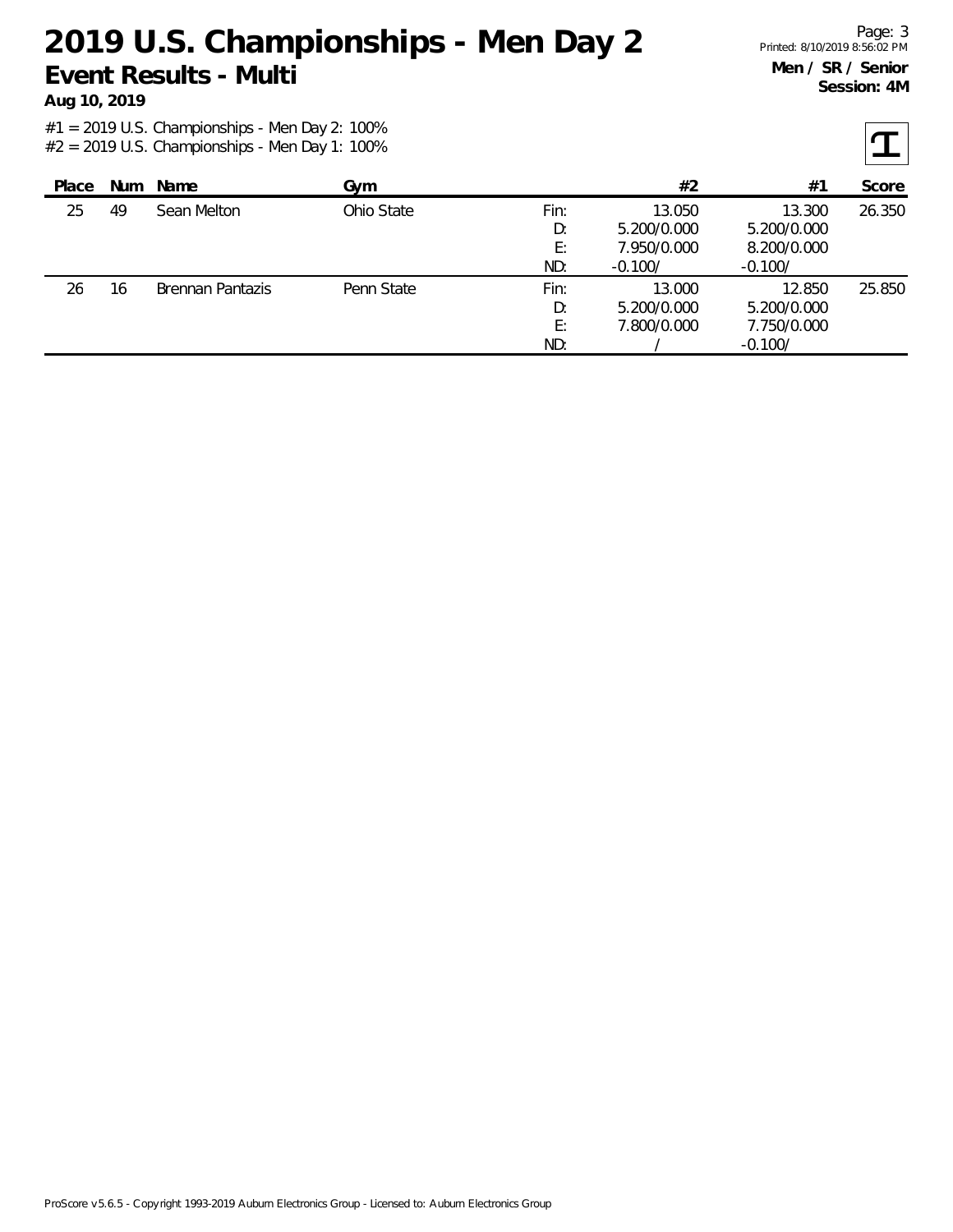# 2019 U.S. Championships - Men Day 2

## Event Results - Multi

**Aug 10, 2019**

**Men / SR / Senior**
**Session: 4M**

#1 = 2019 U.S. Championships - Men Day 2: 100%
#2 = 2019 U.S. Championships - Men Day 1: 100%

| Place | Num | Name | Gym | | #2 | #1 | Score |
|---|---|---|---|---|---|---|---|
| 25 | 49 | Sean Melton | Ohio State | Fin: | 13.050 | 13.300 | 26.350 |
| | | | | D: | 5.200/0.000 | 5.200/0.000 | |
| | | | | E: | 7.950/0.000 | 8.200/0.000 | |
| | | | | ND: | -0.100/ | -0.100/ | |
| 26 | 16 | Brennan Pantazis | Penn State | Fin: | 13.000 | 12.850 | 25.850 |
| | | | | D: | 5.200/0.000 | 5.200/0.000 | |
| | | | | E: | 7.800/0.000 | 7.750/0.000 | |
| | | | | ND: | / | -0.100/ | |

ProScore v5.6.5 - Copyright 1993-2019 Auburn Electronics Group - Licensed to: Auburn Electronics Group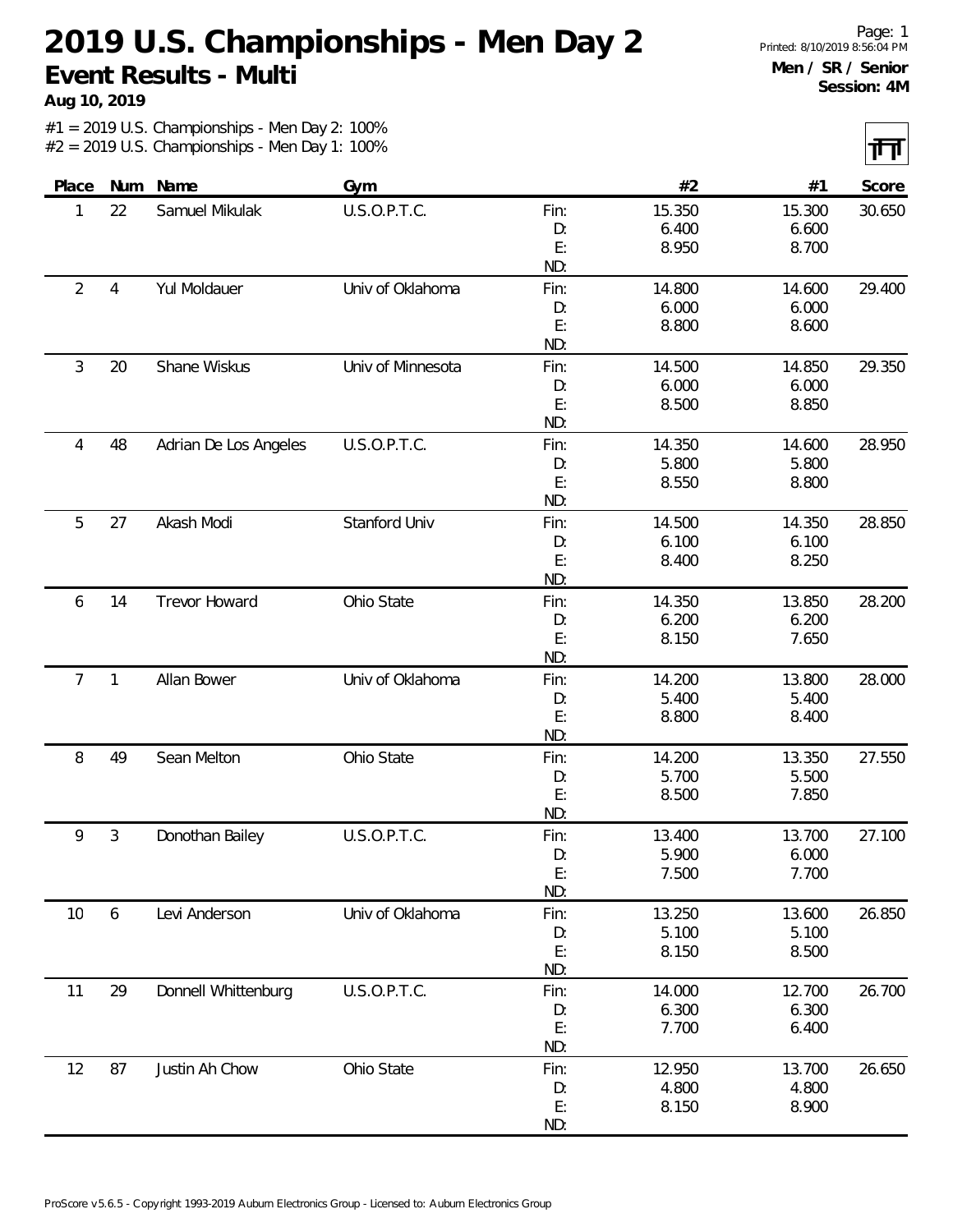# 2019 U.S. Championships - Men Day 2

## Event Results - Multi

**Aug 10, 2019**

**Men / SR / Senior**
**Session: 4M**

#1 = 2019 U.S. Championships - Men Day 2: 100%
#2 = 2019 U.S. Championships - Men Day 1: 100%

| Place | Num | Name | Gym | | #2 | #1 | Score |
|---|---|---|---|---|---|---|---|
| 1 | 22 | Samuel Mikulak | U.S.O.P.T.C. | Fin: | 15.350 | 15.300 | 30.650 |
| | | | | D: | 6.400 | 6.600 | |
| | | | | E: | 8.950 | 8.700 | |
| | | | | ND: | | | |
| 2 | 4 | Yul Moldauer | Univ of Oklahoma | Fin: | 14.800 | 14.600 | 29.400 |
| | | | | D: | 6.000 | 6.000 | |
| | | | | E: | 8.800 | 8.600 | |
| | | | | ND: | | | |
| 3 | 20 | Shane Wiskus | Univ of Minnesota | Fin: | 14.500 | 14.850 | 29.350 |
| | | | | D: | 6.000 | 6.000 | |
| | | | | E: | 8.500 | 8.850 | |
| | | | | ND: | | | |
| 4 | 48 | Adrian De Los Angeles | U.S.O.P.T.C. | Fin: | 14.350 | 14.600 | 28.950 |
| | | | | D: | 5.800 | 5.800 | |
| | | | | E: | 8.550 | 8.800 | |
| | | | | ND: | | | |
| 5 | 27 | Akash Modi | Stanford Univ | Fin: | 14.500 | 14.350 | 28.850 |
| | | | | D: | 6.100 | 6.100 | |
| | | | | E: | 8.400 | 8.250 | |
| | | | | ND: | | | |
| 6 | 14 | Trevor Howard | Ohio State | Fin: | 14.350 | 13.850 | 28.200 |
| | | | | D: | 6.200 | 6.200 | |
| | | | | E: | 8.150 | 7.650 | |
| | | | | ND: | | | |
| 7 | 1 | Allan Bower | Univ of Oklahoma | Fin: | 14.200 | 13.800 | 28.000 |
| | | | | D: | 5.400 | 5.400 | |
| | | | | E: | 8.800 | 8.400 | |
| | | | | ND: | | | |
| 8 | 49 | Sean Melton | Ohio State | Fin: | 14.200 | 13.350 | 27.550 |
| | | | | D: | 5.700 | 5.500 | |
| | | | | E: | 8.500 | 7.850 | |
| | | | | ND: | | | |
| 9 | 3 | Donothan Bailey | U.S.O.P.T.C. | Fin: | 13.400 | 13.700 | 27.100 |
| | | | | D: | 5.900 | 6.000 | |
| | | | | E: | 7.500 | 7.700 | |
| | | | | ND: | | | |
| 10 | 6 | Levi Anderson | Univ of Oklahoma | Fin: | 13.250 | 13.600 | 26.850 |
| | | | | D: | 5.100 | 5.100 | |
| | | | | E: | 8.150 | 8.500 | |
| | | | | ND: | | | |
| 11 | 29 | Donnell Whittenburg | U.S.O.P.T.C. | Fin: | 14.000 | 12.700 | 26.700 |
| | | | | D: | 6.300 | 6.300 | |
| | | | | E: | 7.700 | 6.400 | |
| | | | | ND: | | | |
| 12 | 87 | Justin Ah Chow | Ohio State | Fin: | 12.950 | 13.700 | 26.650 |
| | | | | D: | 4.800 | 4.800 | |
| | | | | E: | 8.150 | 8.900 | |
| | | | | ND: | | | |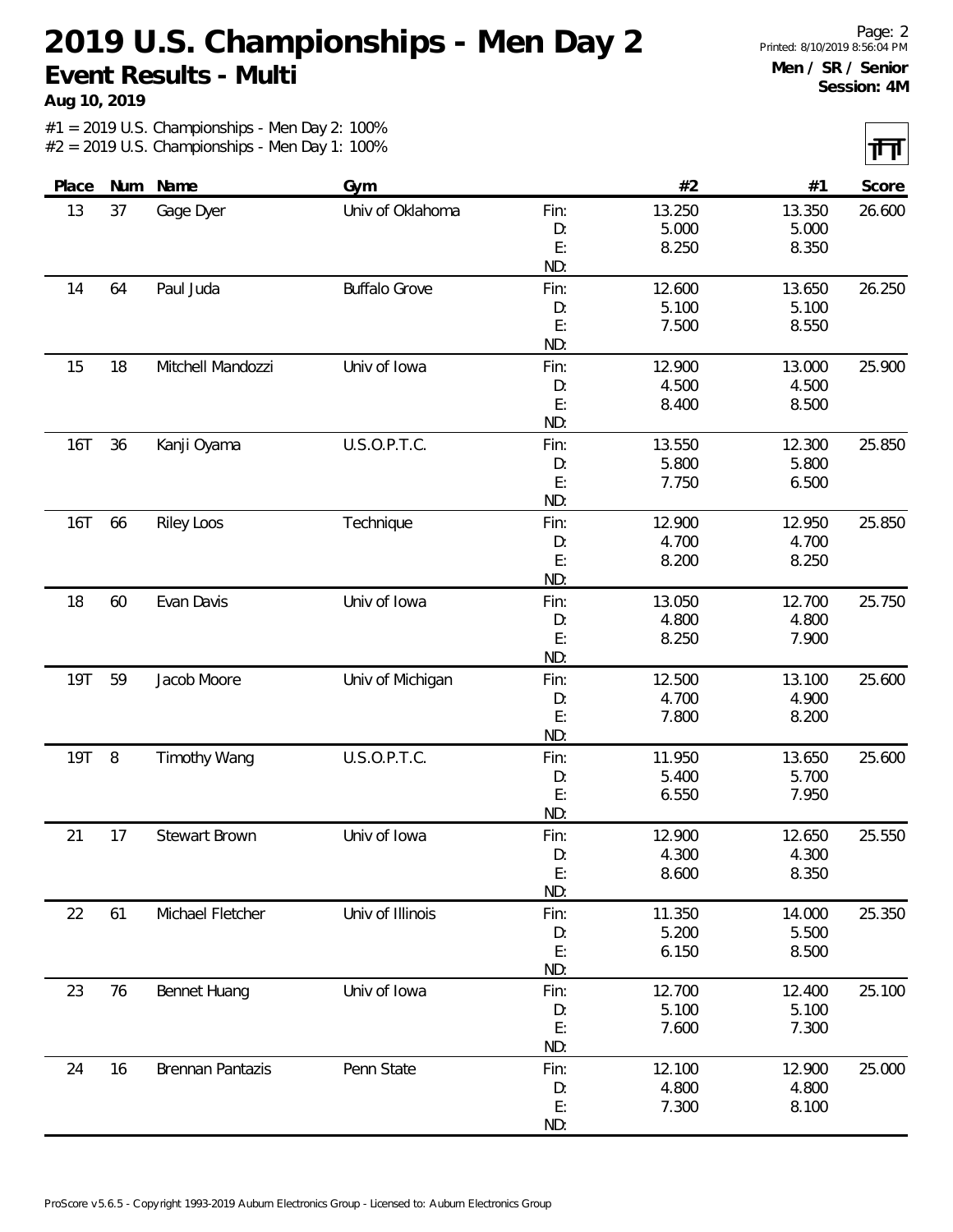# 2019 U.S. Championships - Men Day 2

## Event Results - Multi

**Aug 10, 2019**

**Men / SR / Senior**
**Session: 4M**

#1 = 2019 U.S. Championships - Men Day 2: 100%
#2 = 2019 U.S. Championships - Men Day 1: 100%

| Place | Num | Name | Gym | | #2 | #1 | Score |
|---|---|---|---|---|---|---|---|
| 13 | 37 | Gage Dyer | Univ of Oklahoma | Fin: | 13.250 | 13.350 | 26.600 |
| | | | | D: | 5.000 | 5.000 | |
| | | | | E: | 8.250 | 8.350 | |
| | | | | ND: | | | |
| 14 | 64 | Paul Juda | Buffalo Grove | Fin: | 12.600 | 13.650 | 26.250 |
| | | | | D: | 5.100 | 5.100 | |
| | | | | E: | 7.500 | 8.550 | |
| | | | | ND: | | | |
| 15 | 18 | Mitchell Mandozzi | Univ of Iowa | Fin: | 12.900 | 13.000 | 25.900 |
| | | | | D: | 4.500 | 4.500 | |
| | | | | E: | 8.400 | 8.500 | |
| | | | | ND: | | | |
| 16T | 36 | Kanji Oyama | U.S.O.P.T.C. | Fin: | 13.550 | 12.300 | 25.850 |
| | | | | D: | 5.800 | 5.800 | |
| | | | | E: | 7.750 | 6.500 | |
| | | | | ND: | | | |
| 16T | 66 | Riley Loos | Technique | Fin: | 12.900 | 12.950 | 25.850 |
| | | | | D: | 4.700 | 4.700 | |
| | | | | E: | 8.200 | 8.250 | |
| | | | | ND: | | | |
| 18 | 60 | Evan Davis | Univ of Iowa | Fin: | 13.050 | 12.700 | 25.750 |
| | | | | D: | 4.800 | 4.800 | |
| | | | | E: | 8.250 | 7.900 | |
| | | | | ND: | | | |
| 19T | 59 | Jacob Moore | Univ of Michigan | Fin: | 12.500 | 13.100 | 25.600 |
| | | | | D: | 4.700 | 4.900 | |
| | | | | E: | 7.800 | 8.200 | |
| | | | | ND: | | | |
| 19T | 8 | Timothy Wang | U.S.O.P.T.C. | Fin: | 11.950 | 13.650 | 25.600 |
| | | | | D: | 5.400 | 5.700 | |
| | | | | E: | 6.550 | 7.950 | |
| | | | | ND: | | | |
| 21 | 17 | Stewart Brown | Univ of Iowa | Fin: | 12.900 | 12.650 | 25.550 |
| | | | | D: | 4.300 | 4.300 | |
| | | | | E: | 8.600 | 8.350 | |
| | | | | ND: | | | |
| 22 | 61 | Michael Fletcher | Univ of Illinois | Fin: | 11.350 | 14.000 | 25.350 |
| | | | | D: | 5.200 | 5.500 | |
| | | | | E: | 6.150 | 8.500 | |
| | | | | ND: | | | |
| 23 | 76 | Bennet Huang | Univ of Iowa | Fin: | 12.700 | 12.400 | 25.100 |
| | | | | D: | 5.100 | 5.100 | |
| | | | | E: | 7.600 | 7.300 | |
| | | | | ND: | | | |
| 24 | 16 | Brennan Pantazis | Penn State | Fin: | 12.100 | 12.900 | 25.000 |
| | | | | D: | 4.800 | 4.800 | |
| | | | | E: | 7.300 | 8.100 | |
| | | | | ND: | | | |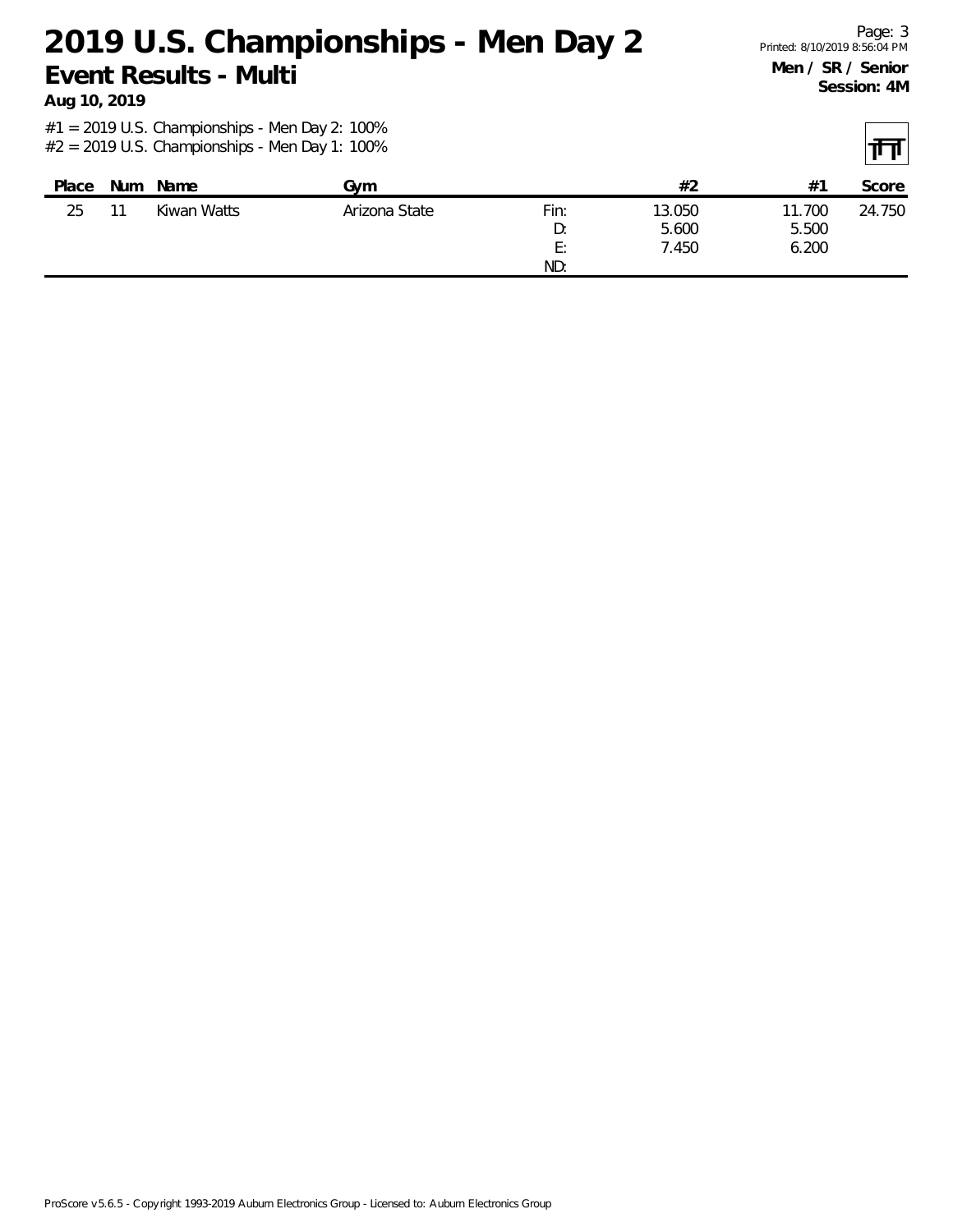# 2019 U.S. Championships - Men Day 2

## Event Results - Multi

**Aug 10, 2019**

**Men / SR / Senior**
**Session: 4M**

#1 = 2019 U.S. Championships - Men Day 2: 100%
#2 = 2019 U.S. Championships - Men Day 1: 100%

| Place | Num | Name | Gym | | #2 | #1 | Score |
|---|---|---|---|---|---|---|---|
| 25 | 11 | Kiwan Watts | Arizona State | Fin: | 13.050 | 11.700 | 24.750 |
| | | | | D: | 5.600 | 5.500 | |
| | | | | E: | 7.450 | 6.200 | |
| | | | | ND: | | | |

ProScore v5.6.5 - Copyright 1993-2019 Auburn Electronics Group - Licensed to: Auburn Electronics Group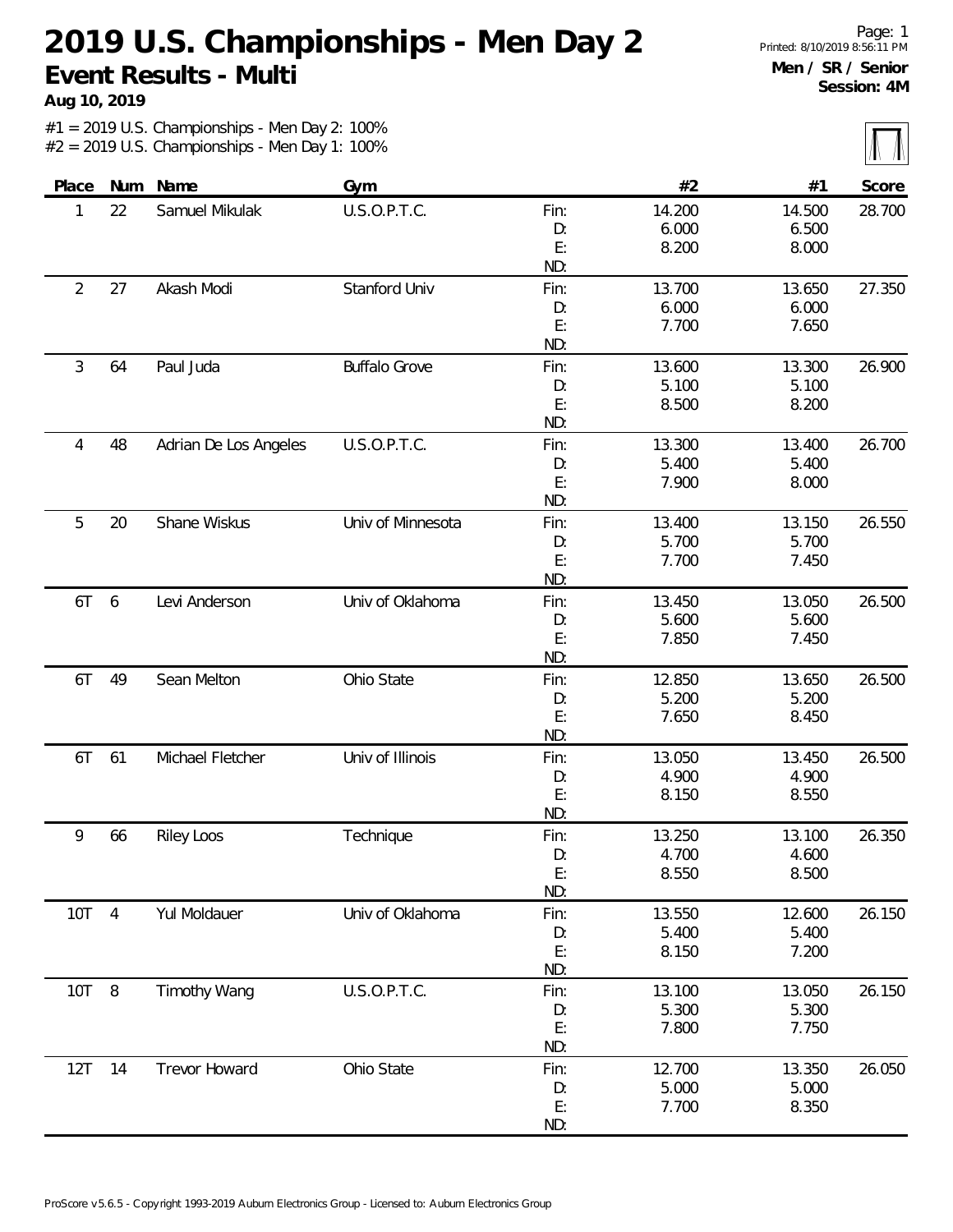# 2019 U.S. Championships - Men Day 2

## Event Results - Multi

**Aug 10, 2019**

Page: 1
Printed: 8/10/2019 8:56:11 PM

**Men / SR / Senior**
**Session: 4M**

#1 = 2019 U.S. Championships - Men Day 2: 100%
#2 = 2019 U.S. Championships - Men Day 1: 100%

| Place | Num | Name | Gym | | #2 | #1 | Score |
|---|---|---|---|---|---|---|---|
| 1 | 22 | Samuel Mikulak | U.S.O.P.T.C. | Fin: | 14.200 | 14.500 | 28.700 |
| | | | | D: | 6.000 | 6.500 | |
| | | | | E: | 8.200 | 8.000 | |
| | | | | ND: | | | |
| 2 | 27 | Akash Modi | Stanford Univ | Fin: | 13.700 | 13.650 | 27.350 |
| | | | | D: | 6.000 | 6.000 | |
| | | | | E: | 7.700 | 7.650 | |
| | | | | ND: | | | |
| 3 | 64 | Paul Juda | Buffalo Grove | Fin: | 13.600 | 13.300 | 26.900 |
| | | | | D: | 5.100 | 5.100 | |
| | | | | E: | 8.500 | 8.200 | |
| | | | | ND: | | | |
| 4 | 48 | Adrian De Los Angeles | U.S.O.P.T.C. | Fin: | 13.300 | 13.400 | 26.700 |
| | | | | D: | 5.400 | 5.400 | |
| | | | | E: | 7.900 | 8.000 | |
| | | | | ND: | | | |
| 5 | 20 | Shane Wiskus | Univ of Minnesota | Fin: | 13.400 | 13.150 | 26.550 |
| | | | | D: | 5.700 | 5.700 | |
| | | | | E: | 7.700 | 7.450 | |
| | | | | ND: | | | |
| 6T | 6 | Levi Anderson | Univ of Oklahoma | Fin: | 13.450 | 13.050 | 26.500 |
| | | | | D: | 5.600 | 5.600 | |
| | | | | E: | 7.850 | 7.450 | |
| | | | | ND: | | | |
| 6T | 49 | Sean Melton | Ohio State | Fin: | 12.850 | 13.650 | 26.500 |
| | | | | D: | 5.200 | 5.200 | |
| | | | | E: | 7.650 | 8.450 | |
| | | | | ND: | | | |
| 6T | 61 | Michael Fletcher | Univ of Illinois | Fin: | 13.050 | 13.450 | 26.500 |
| | | | | D: | 4.900 | 4.900 | |
| | | | | E: | 8.150 | 8.550 | |
| | | | | ND: | | | |
| 9 | 66 | Riley Loos | Technique | Fin: | 13.250 | 13.100 | 26.350 |
| | | | | D: | 4.700 | 4.600 | |
| | | | | E: | 8.550 | 8.500 | |
| | | | | ND: | | | |
| 10T | 4 | Yul Moldauer | Univ of Oklahoma | Fin: | 13.550 | 12.600 | 26.150 |
| | | | | D: | 5.400 | 5.400 | |
| | | | | E: | 8.150 | 7.200 | |
| | | | | ND: | | | |
| 10T | 8 | Timothy Wang | U.S.O.P.T.C. | Fin: | 13.100 | 13.050 | 26.150 |
| | | | | D: | 5.300 | 5.300 | |
| | | | | E: | 7.800 | 7.750 | |
| | | | | ND: | | | |
| 12T | 14 | Trevor Howard | Ohio State | Fin: | 12.700 | 13.350 | 26.050 |
| | | | | D: | 5.000 | 5.000 | |
| | | | | E: | 7.700 | 8.350 | |
| | | | | ND: | | | |

ProScore v5.6.5 - Copyright 1993-2019 Auburn Electronics Group - Licensed to: Auburn Electronics Group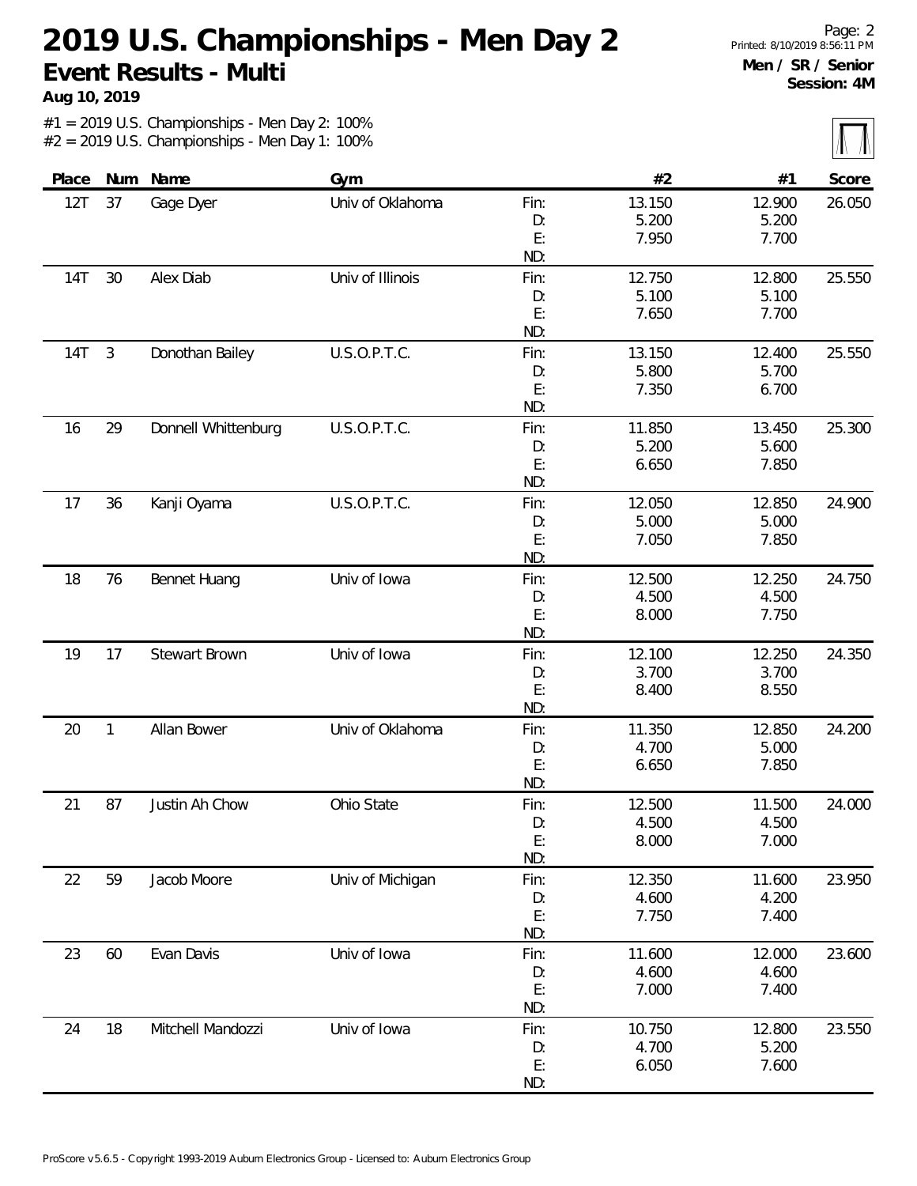# 2019 U.S. Championships - Men Day 2

## Event Results - Multi

**Aug 10, 2019**

**Men / SR / Senior**
**Session: 4M**

#1 = 2019 U.S. Championships - Men Day 2: 100%
#2 = 2019 U.S. Championships - Men Day 1: 100%

| Place | Num | Name | Gym | | #2 | #1 | Score |
|---|---|---|---|---|---|---|---|
| 12T | 37 | Gage Dyer | Univ of Oklahoma | Fin: | 13.150 | 12.900 | 26.050 |
| | | | | D: | 5.200 | 5.200 | |
| | | | | E: | 7.950 | 7.700 | |
| | | | | ND: | | | |
| 14T | 30 | Alex Diab | Univ of Illinois | Fin: | 12.750 | 12.800 | 25.550 |
| | | | | D: | 5.100 | 5.100 | |
| | | | | E: | 7.650 | 7.700 | |
| | | | | ND: | | | |
| 14T | 3 | Donothan Bailey | U.S.O.P.T.C. | Fin: | 13.150 | 12.400 | 25.550 |
| | | | | D: | 5.800 | 5.700 | |
| | | | | E: | 7.350 | 6.700 | |
| | | | | ND: | | | |
| 16 | 29 | Donnell Whittenburg | U.S.O.P.T.C. | Fin: | 11.850 | 13.450 | 25.300 |
| | | | | D: | 5.200 | 5.600 | |
| | | | | E: | 6.650 | 7.850 | |
| | | | | ND: | | | |
| 17 | 36 | Kanji Oyama | U.S.O.P.T.C. | Fin: | 12.050 | 12.850 | 24.900 |
| | | | | D: | 5.000 | 5.000 | |
| | | | | E: | 7.050 | 7.850 | |
| | | | | ND: | | | |
| 18 | 76 | Bennet Huang | Univ of Iowa | Fin: | 12.500 | 12.250 | 24.750 |
| | | | | D: | 4.500 | 4.500 | |
| | | | | E: | 8.000 | 7.750 | |
| | | | | ND: | | | |
| 19 | 17 | Stewart Brown | Univ of Iowa | Fin: | 12.100 | 12.250 | 24.350 |
| | | | | D: | 3.700 | 3.700 | |
| | | | | E: | 8.400 | 8.550 | |
| | | | | ND: | | | |
| 20 | 1 | Allan Bower | Univ of Oklahoma | Fin: | 11.350 | 12.850 | 24.200 |
| | | | | D: | 4.700 | 5.000 | |
| | | | | E: | 6.650 | 7.850 | |
| | | | | ND: | | | |
| 21 | 87 | Justin Ah Chow | Ohio State | Fin: | 12.500 | 11.500 | 24.000 |
| | | | | D: | 4.500 | 4.500 | |
| | | | | E: | 8.000 | 7.000 | |
| | | | | ND: | | | |
| 22 | 59 | Jacob Moore | Univ of Michigan | Fin: | 12.350 | 11.600 | 23.950 |
| | | | | D: | 4.600 | 4.200 | |
| | | | | E: | 7.750 | 7.400 | |
| | | | | ND: | | | |
| 23 | 60 | Evan Davis | Univ of Iowa | Fin: | 11.600 | 12.000 | 23.600 |
| | | | | D: | 4.600 | 4.600 | |
| | | | | E: | 7.000 | 7.400 | |
| | | | | ND: | | | |
| 24 | 18 | Mitchell Mandozzi | Univ of Iowa | Fin: | 10.750 | 12.800 | 23.550 |
| | | | | D: | 4.700 | 5.200 | |
| | | | | E: | 6.050 | 7.600 | |
| | | | | ND: | | | |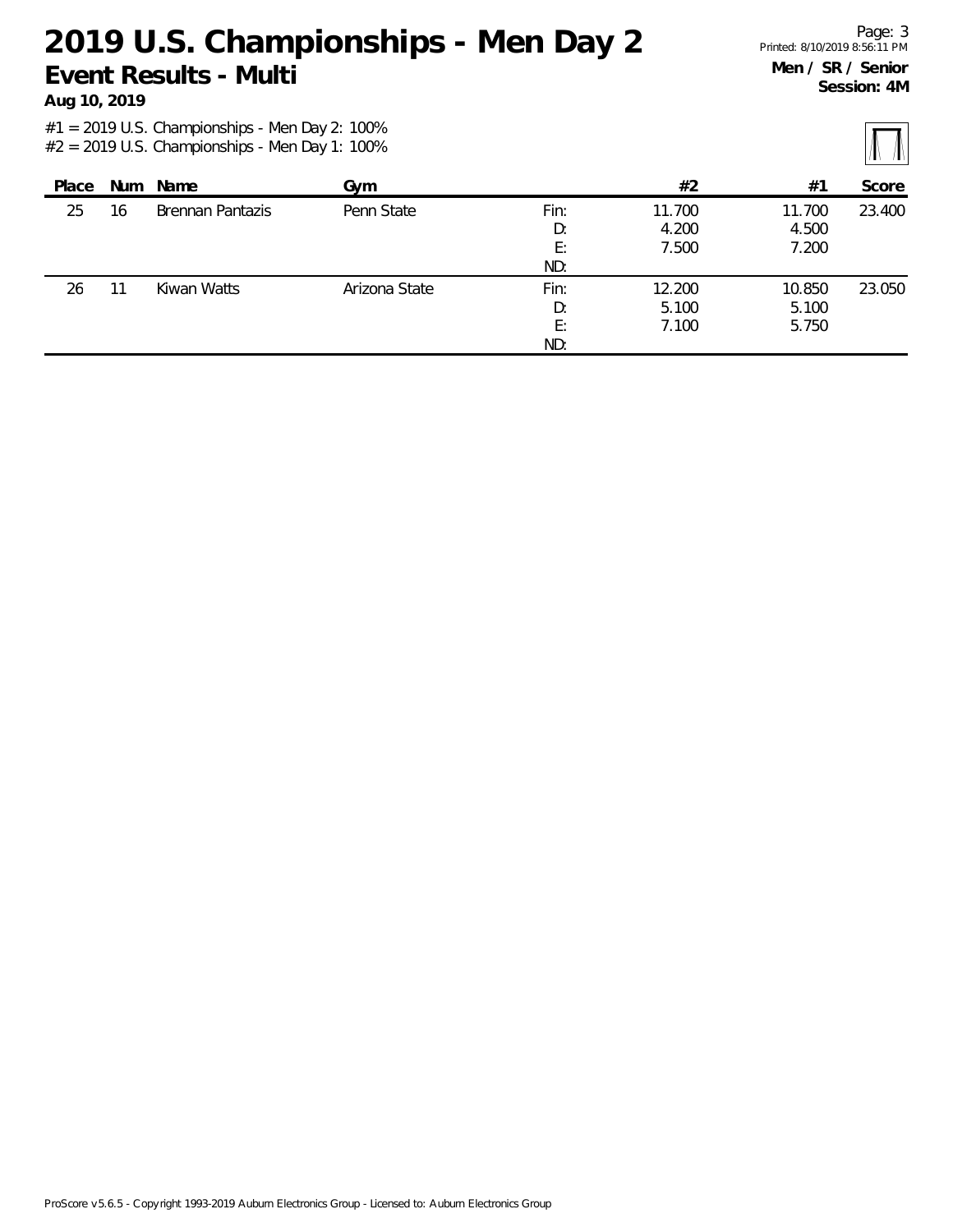# 2019 U.S. Championships - Men Day 2

## Event Results - Multi

**Aug 10, 2019**

**Men / SR / Senior**
**Session: 4M**

#1 = 2019 U.S. Championships - Men Day 2: 100%
#2 = 2019 U.S. Championships - Men Day 1: 100%

| Place | Num | Name | Gym | | #2 | #1 | Score |
|---|---|---|---|---|---|---|---|
| 25 | 16 | Brennan Pantazis | Penn State | Fin: | 11.700 | 11.700 | 23.400 |
| | | | | D: | 4.200 | 4.500 | |
| | | | | E: | 7.500 | 7.200 | |
| | | | | ND: | | | |
| 26 | 11 | Kiwan Watts | Arizona State | Fin: | 12.200 | 10.850 | 23.050 |
| | | | | D: | 5.100 | 5.100 | |
| | | | | E: | 7.100 | 5.750 | |
| | | | | ND: | | | |